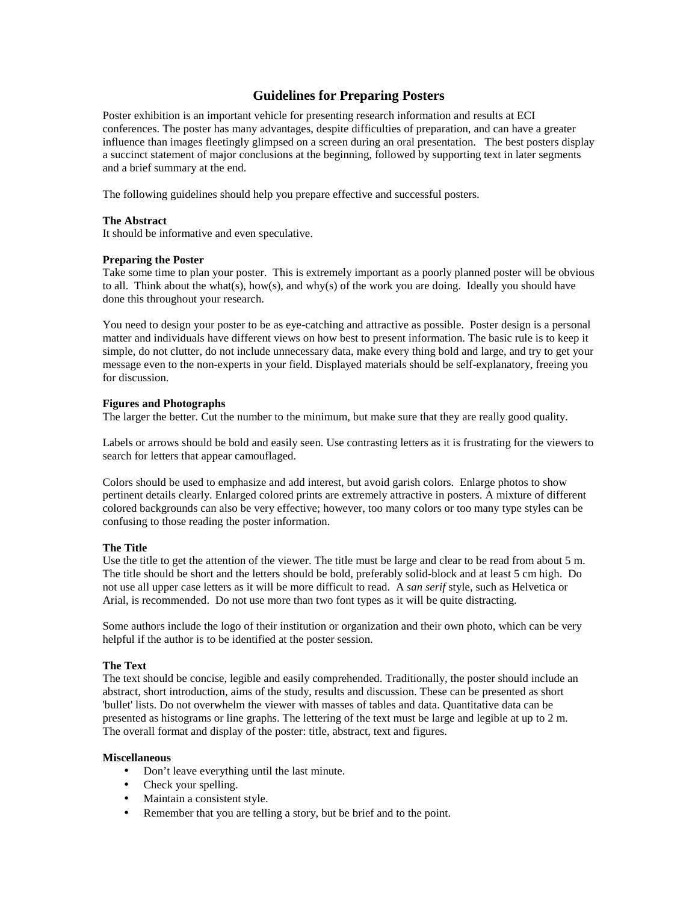# Guidelines for Preparing Posters

Poster exhibition is an important vehicle for presenting research information and results at ECI conferences. The poster has many advantages, despite difficulties of preparation, and can have a greater influence than images fleetingly glimpsed on a screen during an oral presentation. The best posters display a succinct statement of major conclusions at the beginning, followed by supporting text in later segments and a brief summary at the end.

The following guidelines should help you prepare effective and successful posters.

**The Abstract**
It should be informative and even speculative.

**Preparing the Poster**
Take some time to plan your poster. This is extremely important as a poorly planned poster will be obvious to all. Think about the what(s), how(s), and why(s) of the work you are doing. Ideally you should have done this throughout your research.

You need to design your poster to be as eye-catching and attractive as possible. Poster design is a personal matter and individuals have different views on how best to present information. The basic rule is to keep it simple, do not clutter, do not include unnecessary data, make every thing bold and large, and try to get your message even to the non-experts in your field. Displayed materials should be self-explanatory, freeing you for discussion.

**Figures and Photographs**
The larger the better. Cut the number to the minimum, but make sure that they are really good quality.

Labels or arrows should be bold and easily seen. Use contrasting letters as it is frustrating for the viewers to search for letters that appear camouflaged.

Colors should be used to emphasize and add interest, but avoid garish colors. Enlarge photos to show pertinent details clearly. Enlarged colored prints are extremely attractive in posters. A mixture of different colored backgrounds can also be very effective; however, too many colors or too many type styles can be confusing to those reading the poster information.

**The Title**
Use the title to get the attention of the viewer. The title must be large and clear to be read from about 5 m. The title should be short and the letters should be bold, preferably solid-block and at least 5 cm high. Do not use all upper case letters as it will be more difficult to read. A *san serif* style, such as Helvetica or Arial, is recommended. Do not use more than two font types as it will be quite distracting.

Some authors include the logo of their institution or organization and their own photo, which can be very helpful if the author is to be identified at the poster session.

**The Text**
The text should be concise, legible and easily comprehended. Traditionally, the poster should include an abstract, short introduction, aims of the study, results and discussion. These can be presented as short 'bullet' lists. Do not overwhelm the viewer with masses of tables and data. Quantitative data can be presented as histograms or line graphs. The lettering of the text must be large and legible at up to 2 m. The overall format and display of the poster: title, abstract, text and figures.

**Miscellaneous**

- Don't leave everything until the last minute.
- Check your spelling.
- Maintain a consistent style.
- Remember that you are telling a story, but be brief and to the point.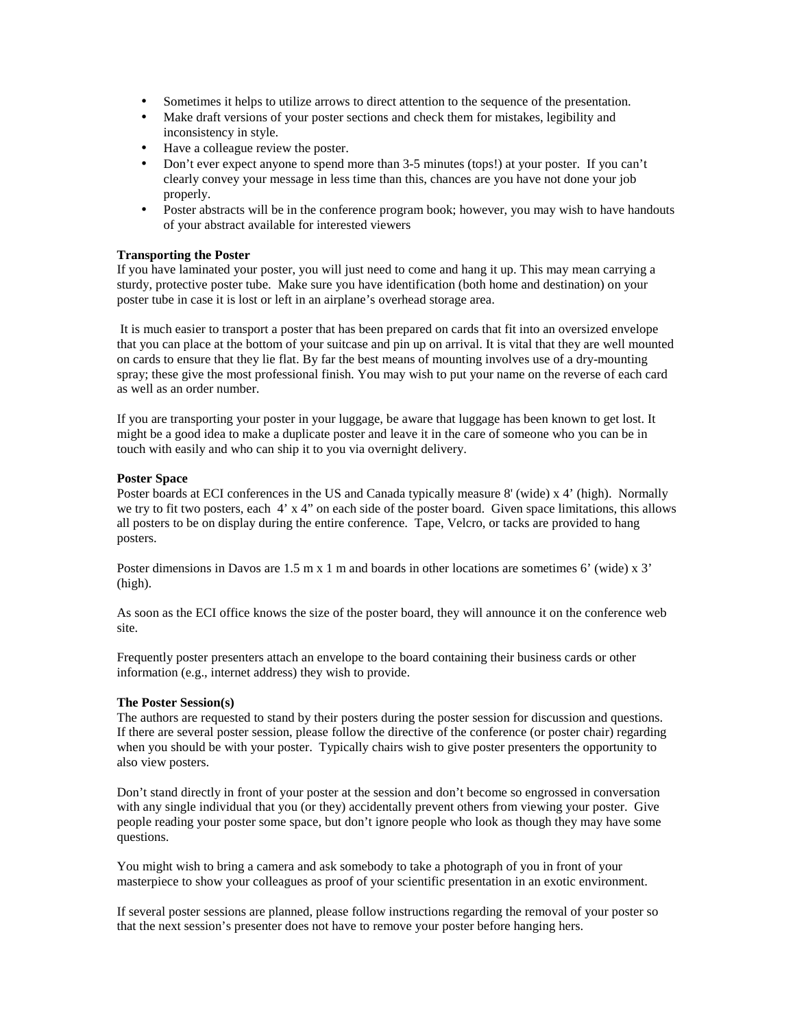- Sometimes it helps to utilize arrows to direct attention to the sequence of the presentation.
- Make draft versions of your poster sections and check them for mistakes, legibility and inconsistency in style.
- Have a colleague review the poster.
- Don't ever expect anyone to spend more than 3-5 minutes (tops!) at your poster. If you can't clearly convey your message in less time than this, chances are you have not done your job properly.
- Poster abstracts will be in the conference program book; however, you may wish to have handouts of your abstract available for interested viewers

**Transporting the Poster**
If you have laminated your poster, you will just need to come and hang it up. This may mean carrying a sturdy, protective poster tube. Make sure you have identification (both home and destination) on your poster tube in case it is lost or left in an airplane's overhead storage area.

It is much easier to transport a poster that has been prepared on cards that fit into an oversized envelope that you can place at the bottom of your suitcase and pin up on arrival. It is vital that they are well mounted on cards to ensure that they lie flat. By far the best means of mounting involves use of a dry-mounting spray; these give the most professional finish. You may wish to put your name on the reverse of each card as well as an order number.

If you are transporting your poster in your luggage, be aware that luggage has been known to get lost. It might be a good idea to make a duplicate poster and leave it in the care of someone who you can be in touch with easily and who can ship it to you via overnight delivery.

**Poster Space**
Poster boards at ECI conferences in the US and Canada typically measure 8' (wide) x 4' (high). Normally we try to fit two posters, each 4' x 4" on each side of the poster board. Given space limitations, this allows all posters to be on display during the entire conference. Tape, Velcro, or tacks are provided to hang posters.

Poster dimensions in Davos are 1.5 m x 1 m and boards in other locations are sometimes 6' (wide) x 3' (high).

As soon as the ECI office knows the size of the poster board, they will announce it on the conference web site.

Frequently poster presenters attach an envelope to the board containing their business cards or other information (e.g., internet address) they wish to provide.

**The Poster Session(s)**
The authors are requested to stand by their posters during the poster session for discussion and questions. If there are several poster session, please follow the directive of the conference (or poster chair) regarding when you should be with your poster. Typically chairs wish to give poster presenters the opportunity to also view posters.

Don't stand directly in front of your poster at the session and don't become so engrossed in conversation with any single individual that you (or they) accidentally prevent others from viewing your poster. Give people reading your poster some space, but don't ignore people who look as though they may have some questions.

You might wish to bring a camera and ask somebody to take a photograph of you in front of your masterpiece to show your colleagues as proof of your scientific presentation in an exotic environment.

If several poster sessions are planned, please follow instructions regarding the removal of your poster so that the next session's presenter does not have to remove your poster before hanging hers.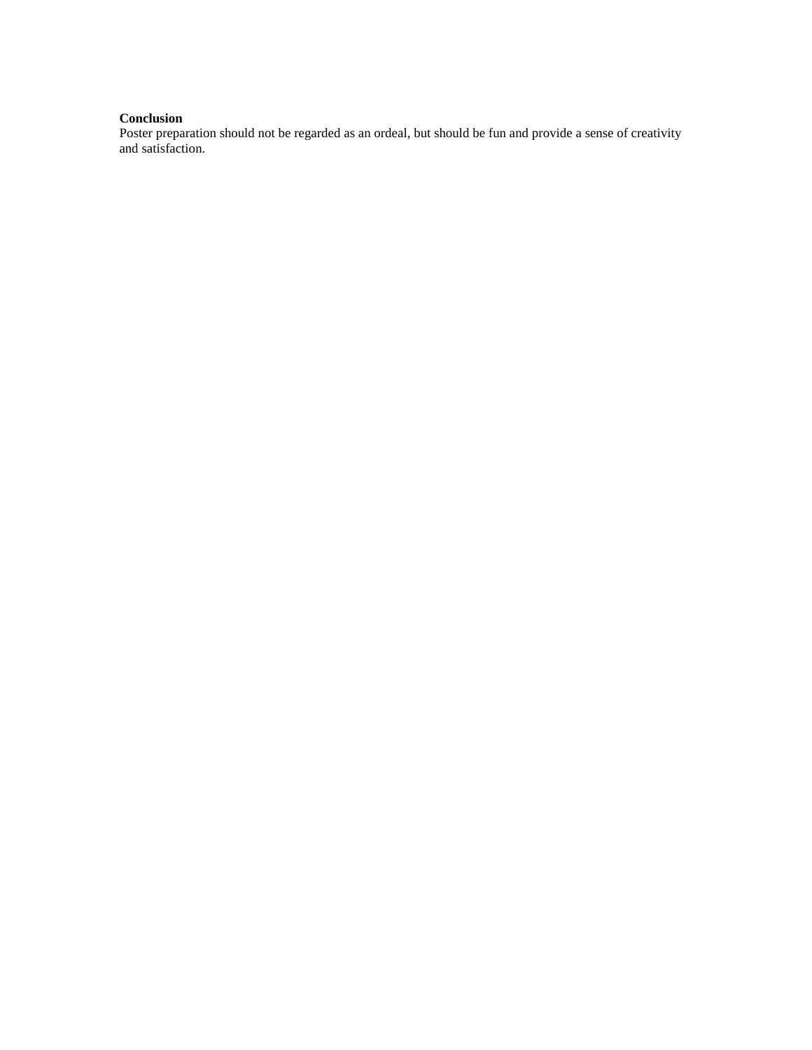**Conclusion**

Poster preparation should not be regarded as an ordeal, but should be fun and provide a sense of creativity and satisfaction.